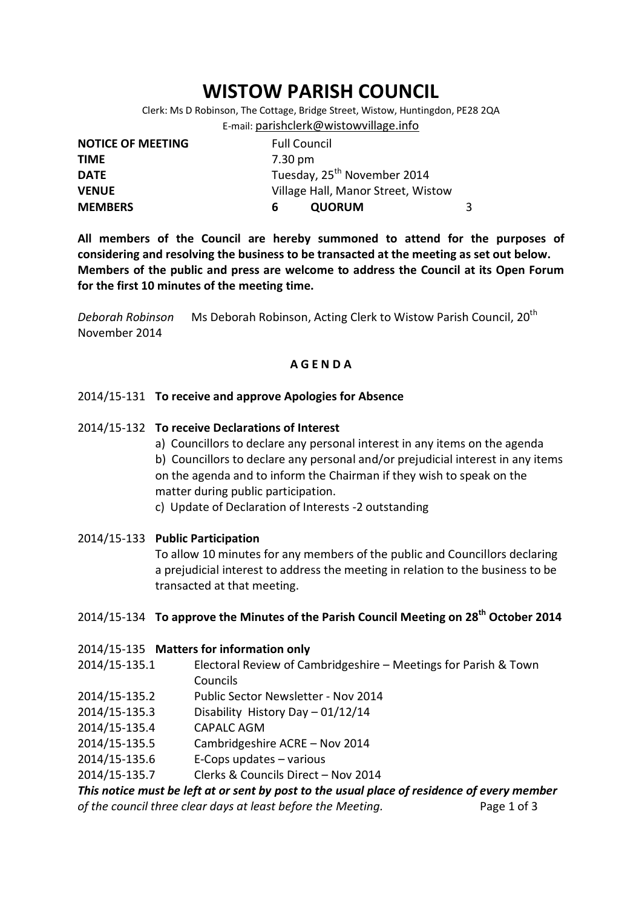# WISTOW PARISH COUNCIL

Clerk: Ms D Robinson, The Cottage, Bridge Street, Wistow, Huntingdon, PE28 2QA
E-mail: parishclerk@wistowvillage.info

| | | | |
|---|---|---|---|
| **NOTICE OF MEETING** | Full Council | | |
| **TIME** | 7.30 pm | | |
| **DATE** | Tuesday, 25th November 2014 | | |
| **VENUE** | Village Hall, Manor Street, Wistow | | |
| **MEMBERS** | **6** | **QUORUM** | 3 |

**All members of the Council are hereby summoned to attend for the purposes of considering and resolving the business to be transacted at the meeting as set out below. Members of the public and press are welcome to address the Council at its Open Forum for the first 10 minutes of the meeting time.**

*Deborah Robinson* Ms Deborah Robinson, Acting Clerk to Wistow Parish Council, 20th November 2014

## A G E N D A

2014/15-131 **To receive and approve Apologies for Absence**

2014/15-132 **To receive Declarations of Interest**

a) Councillors to declare any personal interest in any items on the agenda

b) Councillors to declare any personal and/or prejudicial interest in any items on the agenda and to inform the Chairman if they wish to speak on the matter during public participation.

c) Update of Declaration of Interests -2 outstanding

2014/15-133 **Public Participation**

To allow 10 minutes for any members of the public and Councillors declaring a prejudicial interest to address the meeting in relation to the business to be transacted at that meeting.

2014/15-134 **To approve the Minutes of the Parish Council Meeting on 28th October 2014**

2014/15-135 **Matters for information only**

2014/15-135.1 Electoral Review of Cambridgeshire – Meetings for Parish & Town Councils

2014/15-135.2 Public Sector Newsletter - Nov 2014

2014/15-135.3 Disability History Day – 01/12/14

2014/15-135.4 CAPALC AGM

2014/15-135.5 Cambridgeshire ACRE – Nov 2014

2014/15-135.6 E-Cops updates – various

2014/15-135.7 Clerks & Councils Direct – Nov 2014

***This notice must be left at or sent by post to the usual place of residence of every member*** *of the council three clear days at least before the Meeting.*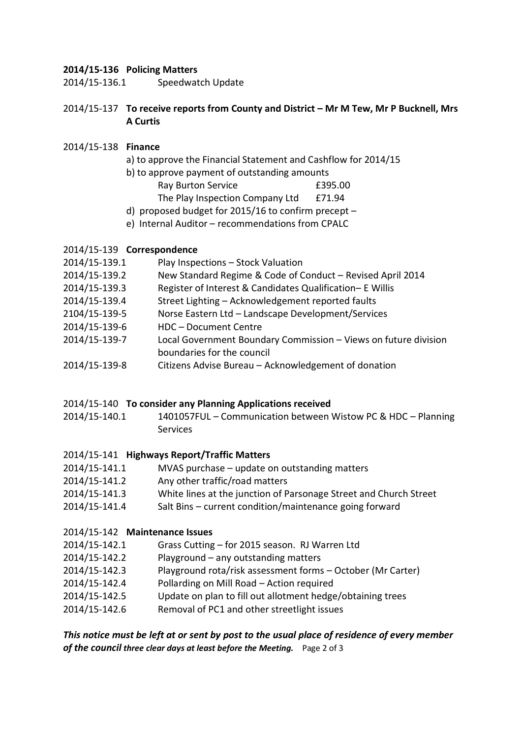**2014/15-136 Policing Matters**

2014/15-136.1 Speedwatch Update

2014/15-137 **To receive reports from County and District – Mr M Tew, Mr P Bucknell, Mrs A Curtis**

2014/15-138 **Finance**

a) to approve the Financial Statement and Cashflow for 2014/15

b) to approve payment of outstanding amounts

| | |
|---|---|
| Ray Burton Service | £395.00 |
| The Play Inspection Company Ltd | £71.94 |

d) proposed budget for 2015/16 to confirm precept –

e) Internal Auditor – recommendations from CPALC

2014/15-139 **Correspondence**

2014/15-139.1 Play Inspections – Stock Valuation

2014/15-139.2 New Standard Regime & Code of Conduct – Revised April 2014

2014/15-139.3 Register of Interest & Candidates Qualification– E Willis

2014/15-139.4 Street Lighting – Acknowledgement reported faults

2104/15-139-5 Norse Eastern Ltd – Landscape Development/Services

2014/15-139-6 HDC – Document Centre

2014/15-139-7 Local Government Boundary Commission – Views on future division boundaries for the council

2014/15-139-8 Citizens Advise Bureau – Acknowledgement of donation

2014/15-140 **To consider any Planning Applications received**

2014/15-140.1 1401057FUL – Communication between Wistow PC & HDC – Planning Services

2014/15-141 **Highways Report/Traffic Matters**

2014/15-141.1 MVAS purchase – update on outstanding matters

2014/15-141.2 Any other traffic/road matters

2014/15-141.3 White lines at the junction of Parsonage Street and Church Street

2014/15-141.4 Salt Bins – current condition/maintenance going forward

2014/15-142 **Maintenance Issues**

2014/15-142.1 Grass Cutting – for 2015 season. RJ Warren Ltd

2014/15-142.2 Playground – any outstanding matters

2014/15-142.3 Playground rota/risk assessment forms – October (Mr Carter)

2014/15-142.4 Pollarding on Mill Road – Action required

2014/15-142.5 Update on plan to fill out allotment hedge/obtaining trees

2014/15-142.6 Removal of PC1 and other streetlight issues

***This notice must be left at or sent by post to the usual place of residence of every member of the council three clear days at least before the Meeting.***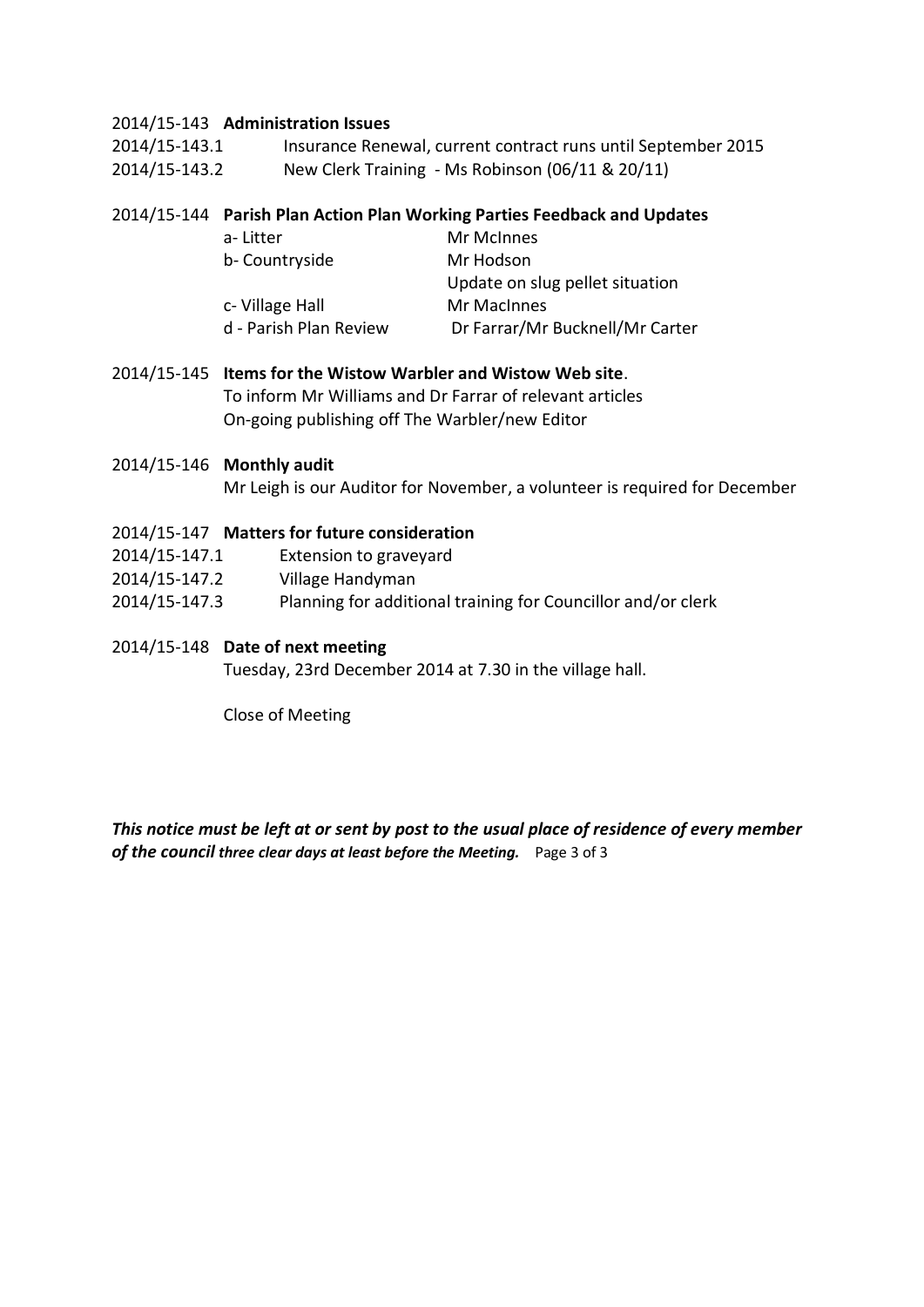2014/15-143 **Administration Issues**

2014/15-143.1 Insurance Renewal, current contract runs until September 2015

2014/15-143.2 New Clerk Training - Ms Robinson (06/11 & 20/11)

2014/15-144 **Parish Plan Action Plan Working Parties Feedback and Updates**

| | |
|---|---|
| a- Litter | Mr McInnes |
| b- Countryside | Mr Hodson |
| | Update on slug pellet situation |
| c- Village Hall | Mr MacInnes |
| d - Parish Plan Review | Dr Farrar/Mr Bucknell/Mr Carter |

2014/15-145 **Items for the Wistow Warbler and Wistow Web site**.
To inform Mr Williams and Dr Farrar of relevant articles
On-going publishing off The Warbler/new Editor

2014/15-146 **Monthly audit**
Mr Leigh is our Auditor for November, a volunteer is required for December

2014/15-147 **Matters for future consideration**

2014/15-147.1 Extension to graveyard

2014/15-147.2 Village Handyman

2014/15-147.3 Planning for additional training for Councillor and/or clerk

2014/15-148 **Date of next meeting**
Tuesday, 23rd December 2014 at 7.30 in the village hall.

Close of Meeting

***This notice must be left at or sent by post to the usual place of residence of every member of the council three clear days at least before the Meeting.***